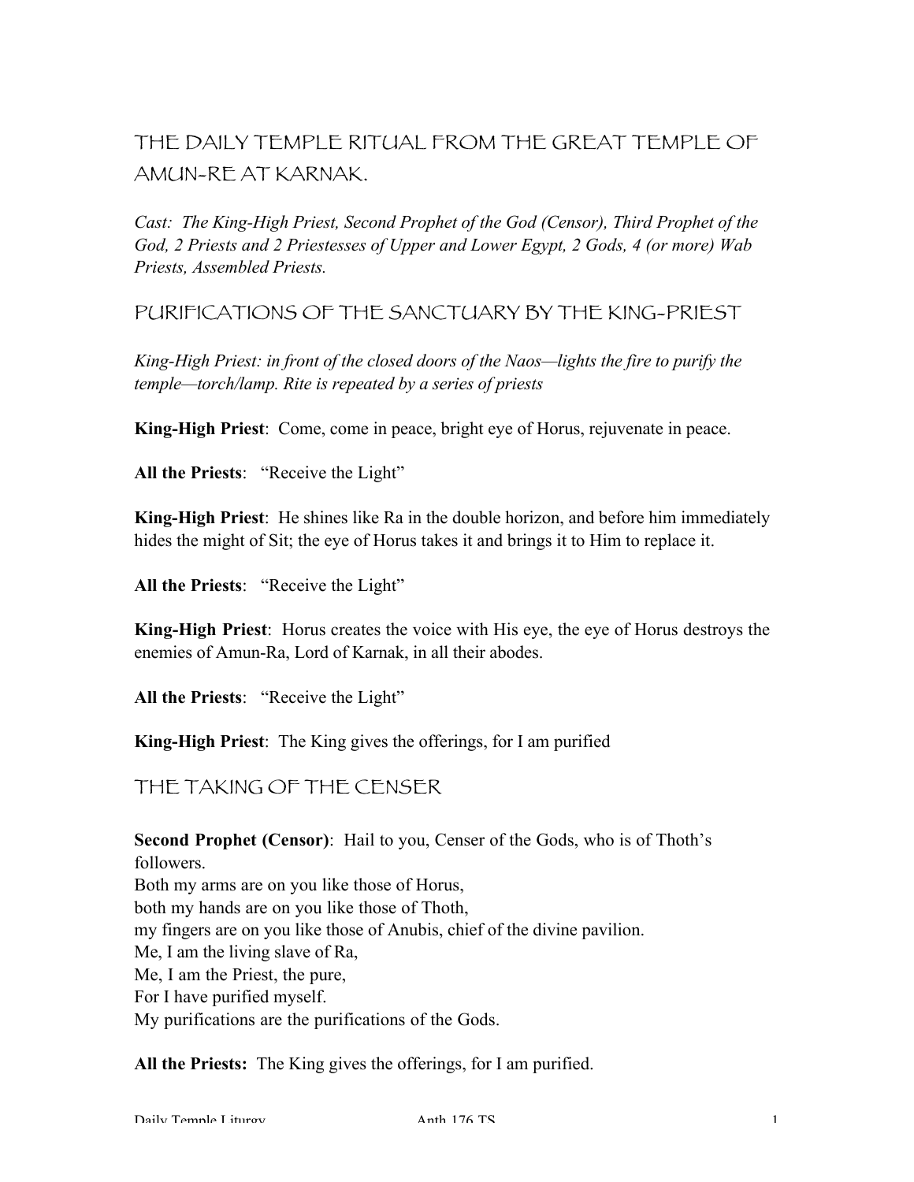# THE DAILY TEMPLE RITUAL FROM THE GREAT TEMPLE OF AMUN-RE AT KARNAK.

*Cast: The King-High Priest, Second Prophet of the God (Censor), Third Prophet of the God, 2 Priests and 2 Priestesses of Upper and Lower Egypt, 2 Gods, 4 (or more) Wab Priests, Assembled Priests.*

## PURIFICATIONS OF THE SANCTUARY BY THE KING-PRIEST

*King-High Priest: in front of the closed doors of the Naos—lights the fire to purify the temple—torch/lamp. Rite is repeated by a series of priests*

**King-High Priest**: Come, come in peace, bright eye of Horus, rejuvenate in peace.

**All the Priests**: "Receive the Light"

**King-High Priest**: He shines like Ra in the double horizon, and before him immediately hides the might of Sit; the eye of Horus takes it and brings it to Him to replace it.

**All the Priests**: "Receive the Light"

**King-High Priest**: Horus creates the voice with His eye, the eye of Horus destroys the enemies of Amun-Ra, Lord of Karnak, in all their abodes.

**All the Priests**: "Receive the Light"

**King-High Priest**: The King gives the offerings, for I am purified

## THE TAKING OF THE CENSER

**Second Prophet (Censor)**: Hail to you, Censer of the Gods, who is of Thoth's followers.
Both my arms are on you like those of Horus,
both my hands are on you like those of Thoth,
my fingers are on you like those of Anubis, chief of the divine pavilion.
Me, I am the living slave of Ra,
Me, I am the Priest, the pure,
For I have purified myself.
My purifications are the purifications of the Gods.

**All the Priests:** The King gives the offerings, for I am purified.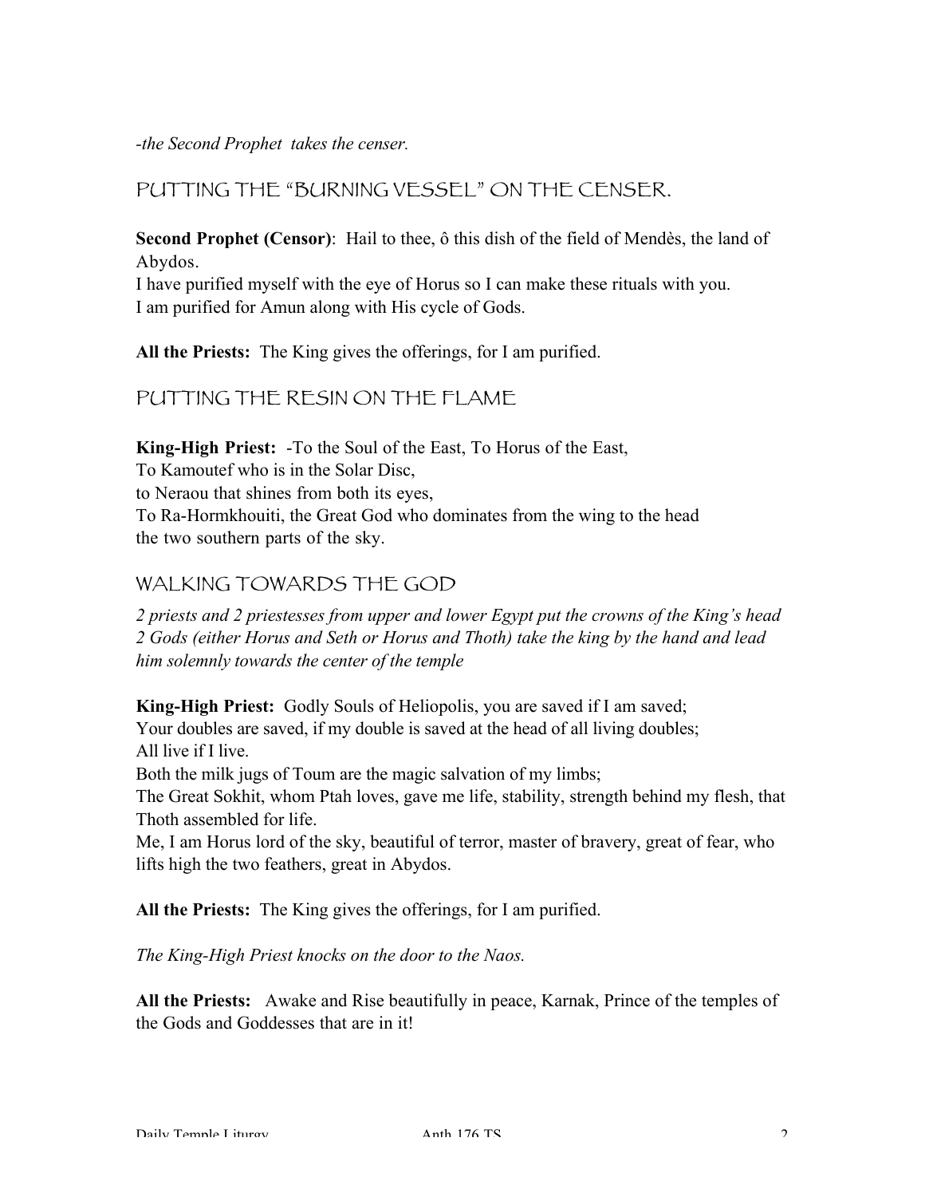*-the Second Prophet takes the censer.*

## PUTTING THE "BURNING VESSEL" ON THE CENSER.

**Second Prophet (Censor)**: Hail to thee, ô this dish of the field of Mendès, the land of Abydos.
I have purified myself with the eye of Horus so I can make these rituals with you.
I am purified for Amun along with His cycle of Gods.

**All the Priests:** The King gives the offerings, for I am purified.

## PUTTING THE RESIN ON THE FLAME

**King-High Priest:** -To the Soul of the East, To Horus of the East,
To Kamoutef who is in the Solar Disc,
to Neraou that shines from both its eyes,
To Ra-Hormkhouiti, the Great God who dominates from the wing to the head
the two southern parts of the sky.

## WALKING TOWARDS THE GOD

*2 priests and 2 priestesses from upper and lower Egypt put the crowns of the King's head*
*2 Gods (either Horus and Seth or Horus and Thoth) take the king by the hand and lead him solemnly towards the center of the temple*

**King-High Priest:** Godly Souls of Heliopolis, you are saved if I am saved;
Your doubles are saved, if my double is saved at the head of all living doubles;
All live if I live.
Both the milk jugs of Toum are the magic salvation of my limbs;
The Great Sokhit, whom Ptah loves, gave me life, stability, strength behind my flesh, that Thoth assembled for life.
Me, I am Horus lord of the sky, beautiful of terror, master of bravery, great of fear, who lifts high the two feathers, great in Abydos.

**All the Priests:** The King gives the offerings, for I am purified.

*The King-High Priest knocks on the door to the Naos.*

**All the Priests:** Awake and Rise beautifully in peace, Karnak, Prince of the temples of the Gods and Goddesses that are in it!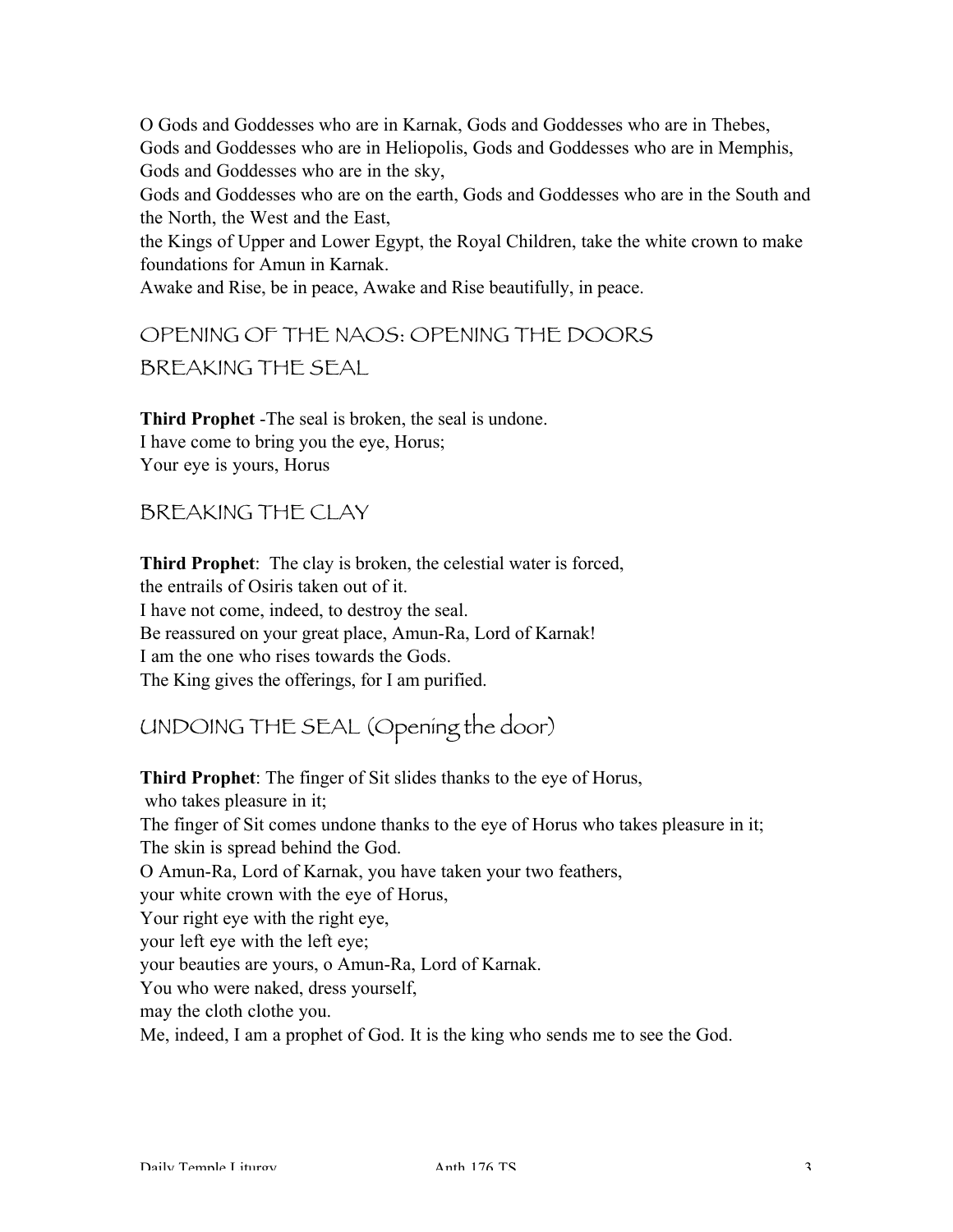O Gods and Goddesses who are in Karnak, Gods and Goddesses who are in Thebes,
Gods and Goddesses who are in Heliopolis, Gods and Goddesses who are in Memphis,
Gods and Goddesses who are in the sky,
Gods and Goddesses who are on the earth, Gods and Goddesses who are in the South and the North, the West and the East,
the Kings of Upper and Lower Egypt, the Royal Children, take the white crown to make foundations for Amun in Karnak.
Awake and Rise, be in peace, Awake and Rise beautifully, in peace.

## OPENING OF THE NAOS: OPENING THE DOORS

## BREAKING THE SEAL

**Third Prophet** -The seal is broken, the seal is undone.
I have come to bring you the eye, Horus;
Your eye is yours, Horus

## BREAKING THE CLAY

**Third Prophet**: The clay is broken, the celestial water is forced,
the entrails of Osiris taken out of it.
I have not come, indeed, to destroy the seal.
Be reassured on your great place, Amun-Ra, Lord of Karnak!
I am the one who rises towards the Gods.
The King gives the offerings, for I am purified.

## UNDOING THE SEAL (Opening the door)

**Third Prophet**: The finger of Sit slides thanks to the eye of Horus,
who takes pleasure in it;
The finger of Sit comes undone thanks to the eye of Horus who takes pleasure in it;
The skin is spread behind the God.
O Amun-Ra, Lord of Karnak, you have taken your two feathers,
your white crown with the eye of Horus,
Your right eye with the right eye,
your left eye with the left eye;
your beauties are yours, o Amun-Ra, Lord of Karnak.
You who were naked, dress yourself,
may the cloth clothe you.
Me, indeed, I am a prophet of God. It is the king who sends me to see the God.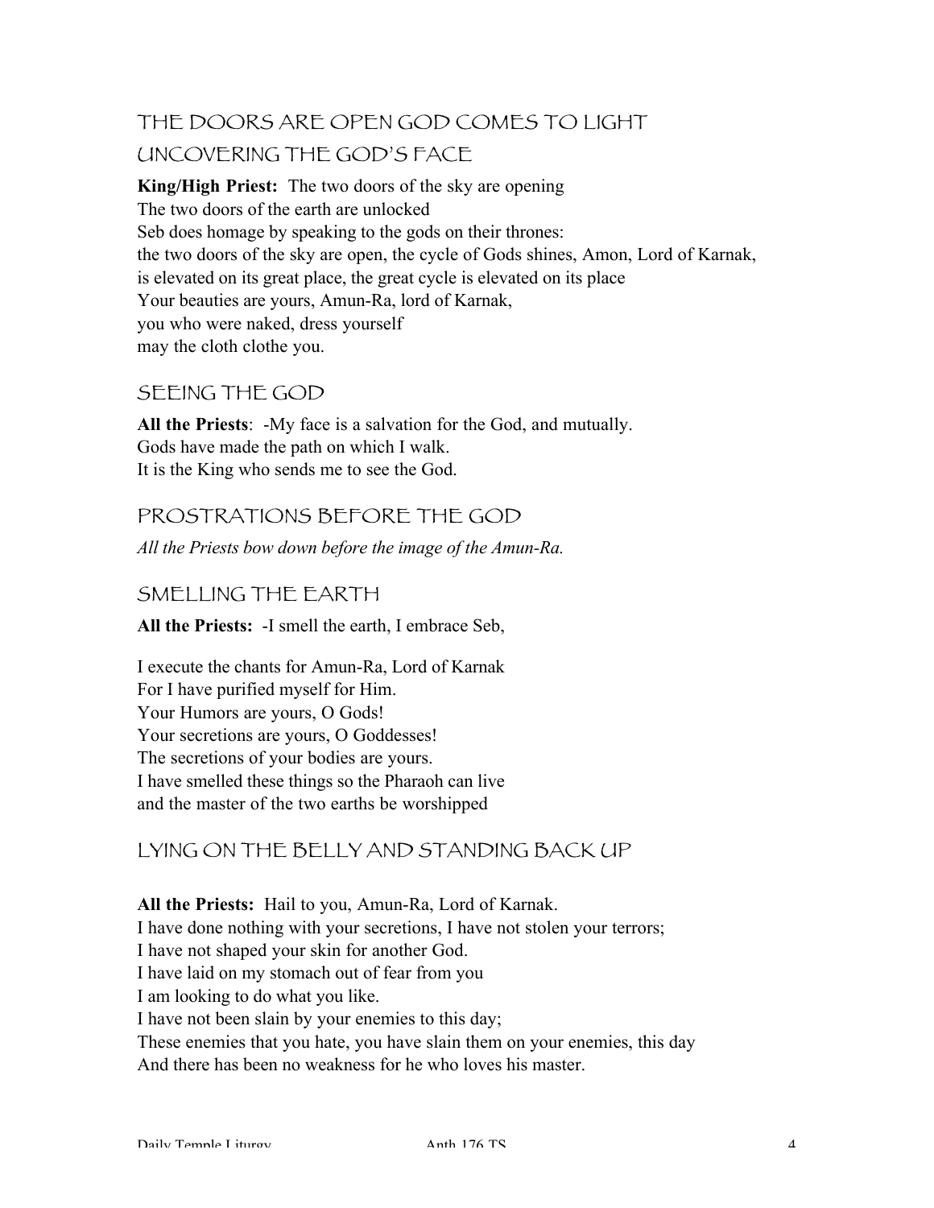## THE DOORS ARE OPEN GOD COMES TO LIGHT

## UNCOVERING THE GOD'S FACE

**King/High Priest:** The two doors of the sky are opening
The two doors of the earth are unlocked
Seb does homage by speaking to the gods on their thrones:
the two doors of the sky are open, the cycle of Gods shines, Amon, Lord of Karnak,
is elevated on its great place, the great cycle is elevated on its place
Your beauties are yours, Amun-Ra, lord of Karnak,
you who were naked, dress yourself
may the cloth clothe you.

## SEEING THE GOD

**All the Priests**: -My face is a salvation for the God, and mutually.
Gods have made the path on which I walk.
It is the King who sends me to see the God.

## PROSTRATIONS BEFORE THE GOD

*All the Priests bow down before the image of the Amun-Ra.*

## SMELLING THE EARTH

**All the Priests:** -I smell the earth, I embrace Seb,

I execute the chants for Amun-Ra, Lord of Karnak
For I have purified myself for Him.
Your Humors are yours, O Gods!
Your secretions are yours, O Goddesses!
The secretions of your bodies are yours.
I have smelled these things so the Pharaoh can live
and the master of the two earths be worshipped

## LYING ON THE BELLY AND STANDING BACK UP

**All the Priests:** Hail to you, Amun-Ra, Lord of Karnak.
I have done nothing with your secretions, I have not stolen your terrors;
I have not shaped your skin for another God.
I have laid on my stomach out of fear from you
I am looking to do what you like.
I have not been slain by your enemies to this day;
These enemies that you hate, you have slain them on your enemies, this day
And there has been no weakness for he who loves his master.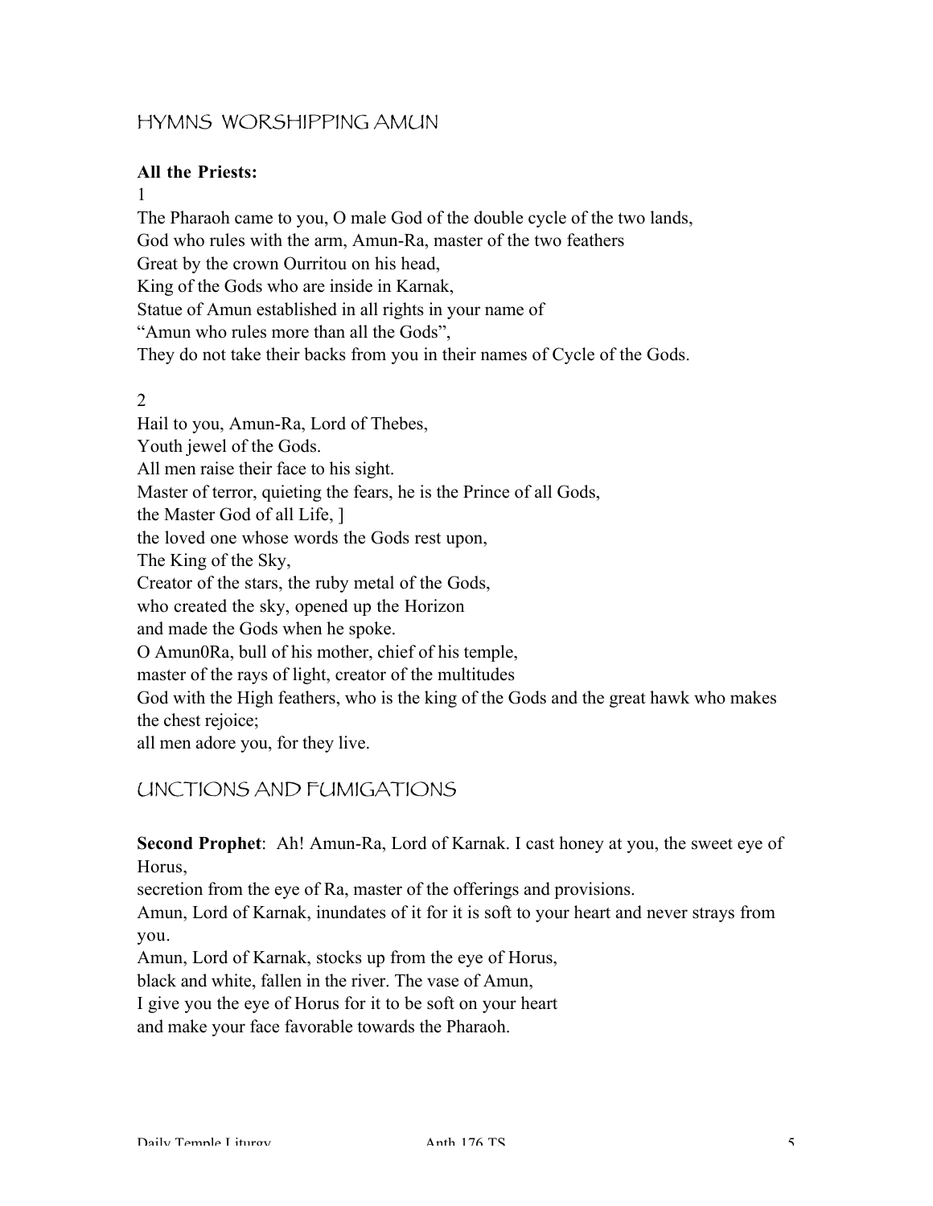## HYMNS WORSHIPPING AMUN

**All the Priests:**

1

The Pharaoh came to you, O male God of the double cycle of the two lands,
God who rules with the arm, Amun-Ra, master of the two feathers
Great by the crown Ourritou on his head,
King of the Gods who are inside in Karnak,
Statue of Amun established in all rights in your name of
"Amun who rules more than all the Gods",
They do not take their backs from you in their names of Cycle of the Gods.

2

Hail to you, Amun-Ra, Lord of Thebes,
Youth jewel of the Gods.
All men raise their face to his sight.
Master of terror, quieting the fears, he is the Prince of all Gods,
the Master God of all Life, ]
the loved one whose words the Gods rest upon,
The King of the Sky,
Creator of the stars, the ruby metal of the Gods,
who created the sky, opened up the Horizon
and made the Gods when he spoke.
O Amun0Ra, bull of his mother, chief of his temple,
master of the rays of light, creator of the multitudes
God with the High feathers, who is the king of the Gods and the great hawk who makes the chest rejoice;
all men adore you, for they live.

## UNCTIONS AND FUMIGATIONS

**Second Prophet**: Ah! Amun-Ra, Lord of Karnak. I cast honey at you, the sweet eye of Horus,
secretion from the eye of Ra, master of the offerings and provisions.
Amun, Lord of Karnak, inundates of it for it is soft to your heart and never strays from you.
Amun, Lord of Karnak, stocks up from the eye of Horus,
black and white, fallen in the river. The vase of Amun,
I give you the eye of Horus for it to be soft on your heart
and make your face favorable towards the Pharaoh.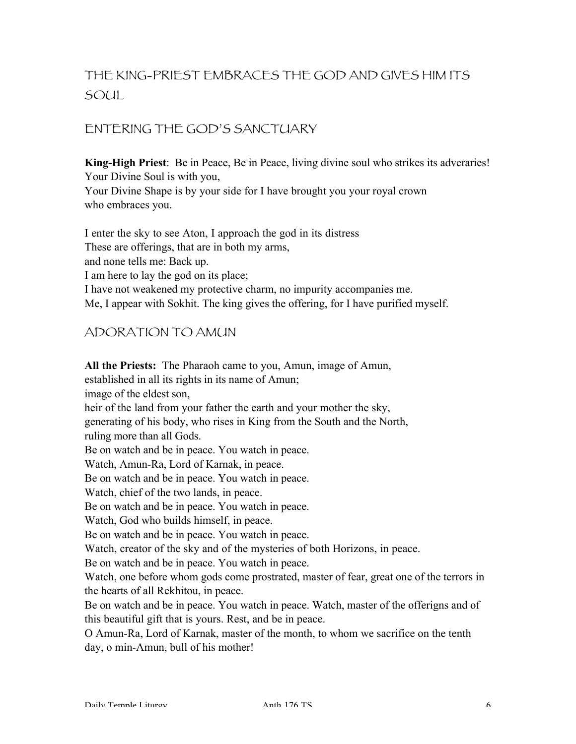## THE KING-PRIEST EMBRACES THE GOD AND GIVES HIM ITS SOUL

## ENTERING THE GOD'S SANCTUARY

**King-High Priest**: Be in Peace, Be in Peace, living divine soul who strikes its adveraries!
Your Divine Soul is with you,
Your Divine Shape is by your side for I have brought you your royal crown
who embraces you.

I enter the sky to see Aton, I approach the god in its distress
These are offerings, that are in both my arms,
and none tells me: Back up.
I am here to lay the god on its place;
I have not weakened my protective charm, no impurity accompanies me.
Me, I appear with Sokhit. The king gives the offering, for I have purified myself.

## ADORATION TO AMUN

**All the Priests:** The Pharaoh came to you, Amun, image of Amun,
established in all its rights in its name of Amun;
image of the eldest son,
heir of the land from your father the earth and your mother the sky,
generating of his body, who rises in King from the South and the North,
ruling more than all Gods.
Be on watch and be in peace. You watch in peace.
Watch, Amun-Ra, Lord of Karnak, in peace.
Be on watch and be in peace. You watch in peace.
Watch, chief of the two lands, in peace.
Be on watch and be in peace. You watch in peace.
Watch, God who builds himself, in peace.
Be on watch and be in peace. You watch in peace.
Watch, creator of the sky and of the mysteries of both Horizons, in peace.
Be on watch and be in peace. You watch in peace.
Watch, one before whom gods come prostrated, master of fear, great one of the terrors in the hearts of all Rekhitou, in peace.
Be on watch and be in peace. You watch in peace. Watch, master of the offerigns and of this beautiful gift that is yours. Rest, and be in peace.
O Amun-Ra, Lord of Karnak, master of the month, to whom we sacrifice on the tenth day, o min-Amun, bull of his mother!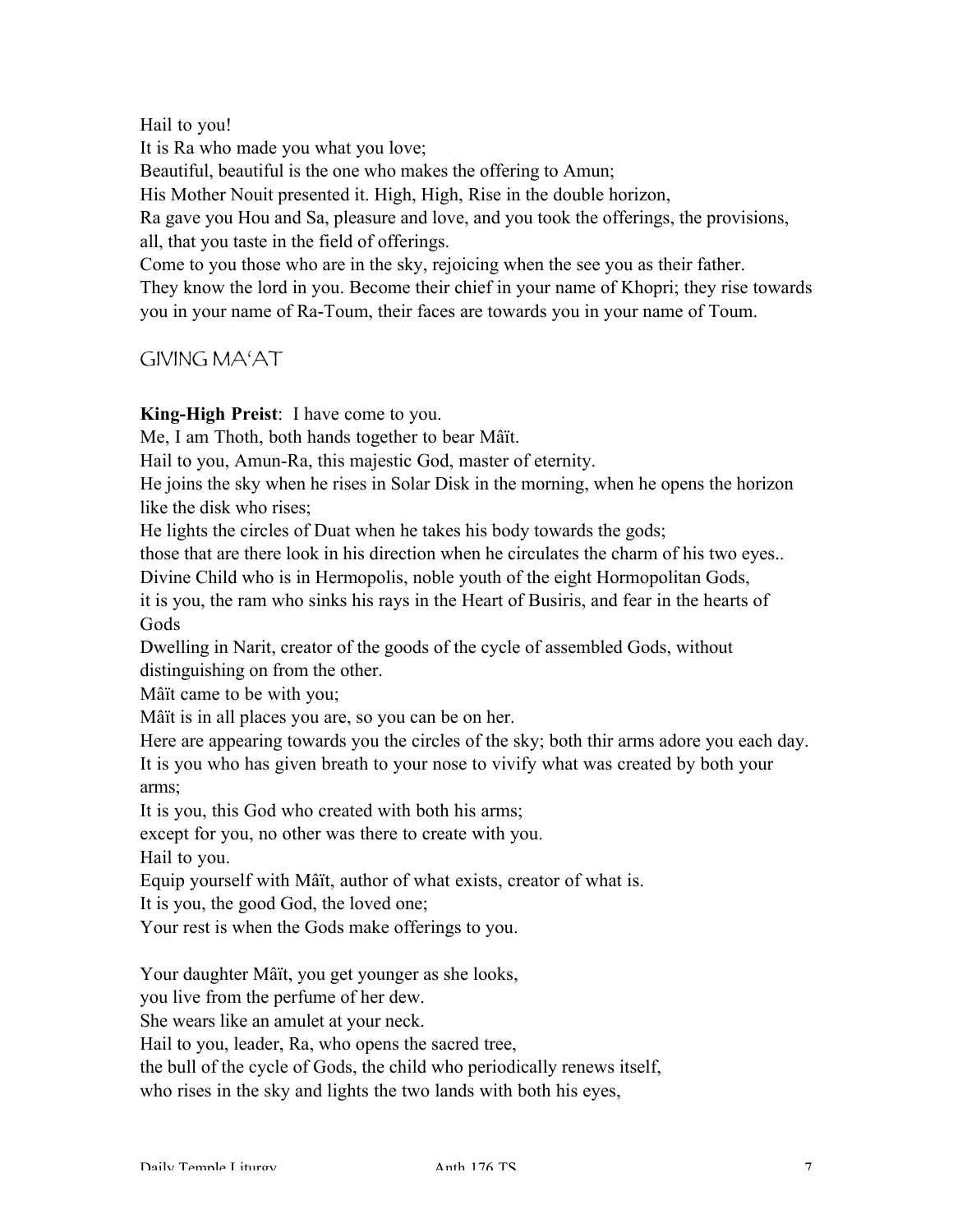Hail to you!
It is Ra who made you what you love;
Beautiful, beautiful is the one who makes the offering to Amun;
His Mother Nouit presented it. High, High, Rise in the double horizon,
Ra gave you Hou and Sa, pleasure and love, and you took the offerings, the provisions, all, that you taste in the field of offerings.
Come to you those who are in the sky, rejoicing when the see you as their father.
They know the lord in you. Become their chief in your name of Khopri; they rise towards you in your name of Ra-Toum, their faces are towards you in your name of Toum.

## GIVING MA'AT

**King-High Preist**: I have come to you.
Me, I am Thoth, both hands together to bear Mâït.
Hail to you, Amun-Ra, this majestic God, master of eternity.
He joins the sky when he rises in Solar Disk in the morning, when he opens the horizon like the disk who rises;
He lights the circles of Duat when he takes his body towards the gods;
those that are there look in his direction when he circulates the charm of his two eyes..
Divine Child who is in Hermopolis, noble youth of the eight Hormopolitan Gods,
it is you, the ram who sinks his rays in the Heart of Busiris, and fear in the hearts of Gods
Dwelling in Narit, creator of the goods of the cycle of assembled Gods, without distinguishing on from the other.
Mâït came to be with you;
Mâït is in all places you are, so you can be on her.
Here are appearing towards you the circles of the sky; both thir arms adore you each day.
It is you who has given breath to your nose to vivify what was created by both your arms;
It is you, this God who created with both his arms;
except for you, no other was there to create with you.
Hail to you.
Equip yourself with Mâït, author of what exists, creator of what is.
It is you, the good God, the loved one;
Your rest is when the Gods make offerings to you.

Your daughter Mâït, you get younger as she looks,
you live from the perfume of her dew.
She wears like an amulet at your neck.
Hail to you, leader, Ra, who opens the sacred tree,
the bull of the cycle of Gods, the child who periodically renews itself,
who rises in the sky and lights the two lands with both his eyes,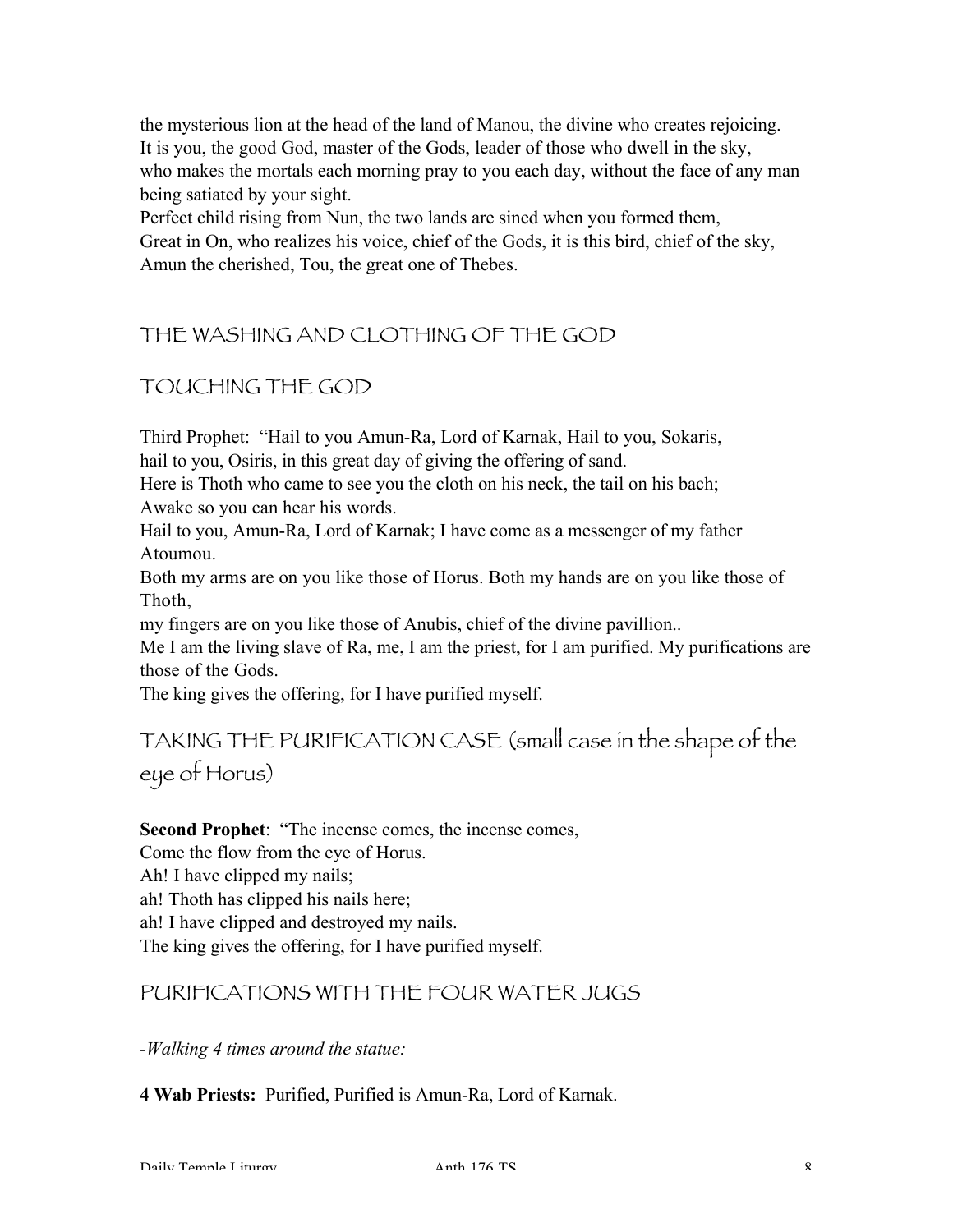the mysterious lion at the head of the land of Manou, the divine who creates rejoicing.
It is you, the good God, master of the Gods, leader of those who dwell in the sky,
who makes the mortals each morning pray to you each day, without the face of any man being satiated by your sight.
Perfect child rising from Nun, the two lands are sined when you formed them,
Great in On, who realizes his voice, chief of the Gods, it is this bird, chief of the sky,
Amun the cherished, Tou, the great one of Thebes.

## THE WASHING AND CLOTHING OF THE GOD

## TOUCHING THE GOD

Third Prophet: "Hail to you Amun-Ra, Lord of Karnak, Hail to you, Sokaris,
hail to you, Osiris, in this great day of giving the offering of sand.
Here is Thoth who came to see you the cloth on his neck, the tail on his bach;
Awake so you can hear his words.
Hail to you, Amun-Ra, Lord of Karnak; I have come as a messenger of my father Atoumou.
Both my arms are on you like those of Horus. Both my hands are on you like those of Thoth,
my fingers are on you like those of Anubis, chief of the divine pavillion..
Me I am the living slave of Ra, me, I am the priest, for I am purified. My purifications are those of the Gods.
The king gives the offering, for I have purified myself.

## TAKING THE PURIFICATION CASE (small case in the shape of the eye of Horus)

**Second Prophet**: "The incense comes, the incense comes,
Come the flow from the eye of Horus.
Ah! I have clipped my nails;
ah! Thoth has clipped his nails here;
ah! I have clipped and destroyed my nails.
The king gives the offering, for I have purified myself.

## PURIFICATIONS WITH THE FOUR WATER JUGS

*-Walking 4 times around the statue:*

**4 Wab Priests:** Purified, Purified is Amun-Ra, Lord of Karnak.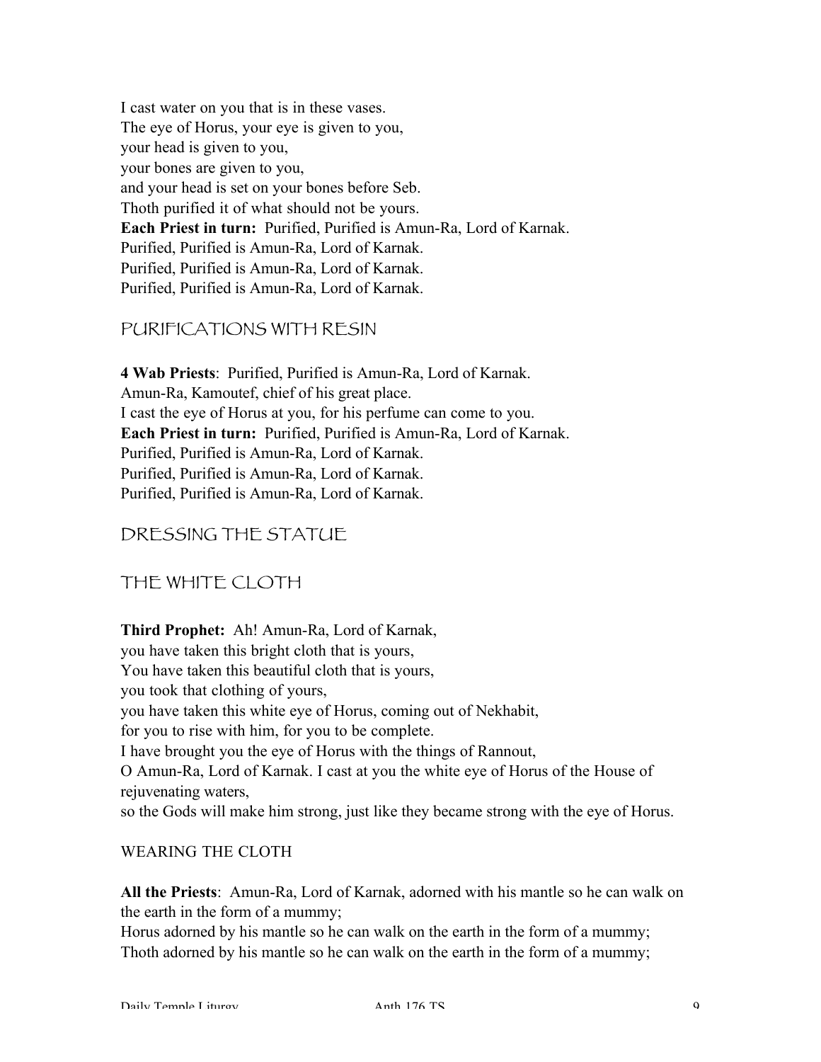I cast water on you that is in these vases.
The eye of Horus, your eye is given to you,
your head is given to you,
your bones are given to you,
and your head is set on your bones before Seb.
Thoth purified it of what should not be yours.
**Each Priest in turn:** Purified, Purified is Amun-Ra, Lord of Karnak.
Purified, Purified is Amun-Ra, Lord of Karnak.
Purified, Purified is Amun-Ra, Lord of Karnak.
Purified, Purified is Amun-Ra, Lord of Karnak.

## PURIFICATIONS WITH RESIN

**4 Wab Priests**: Purified, Purified is Amun-Ra, Lord of Karnak.
Amun-Ra, Kamoutef, chief of his great place.
I cast the eye of Horus at you, for his perfume can come to you.
**Each Priest in turn:** Purified, Purified is Amun-Ra, Lord of Karnak.
Purified, Purified is Amun-Ra, Lord of Karnak.
Purified, Purified is Amun-Ra, Lord of Karnak.
Purified, Purified is Amun-Ra, Lord of Karnak.

## DRESSING THE STATUE

## THE WHITE CLOTH

**Third Prophet:** Ah! Amun-Ra, Lord of Karnak,
you have taken this bright cloth that is yours,
You have taken this beautiful cloth that is yours,
you took that clothing of yours,
you have taken this white eye of Horus, coming out of Nekhabit,
for you to rise with him, for you to be complete.
I have brought you the eye of Horus with the things of Rannout,
O Amun-Ra, Lord of Karnak. I cast at you the white eye of Horus of the House of rejuvenating waters,
so the Gods will make him strong, just like they became strong with the eye of Horus.

### WEARING THE CLOTH

**All the Priests**: Amun-Ra, Lord of Karnak, adorned with his mantle so he can walk on the earth in the form of a mummy;
Horus adorned by his mantle so he can walk on the earth in the form of a mummy;
Thoth adorned by his mantle so he can walk on the earth in the form of a mummy;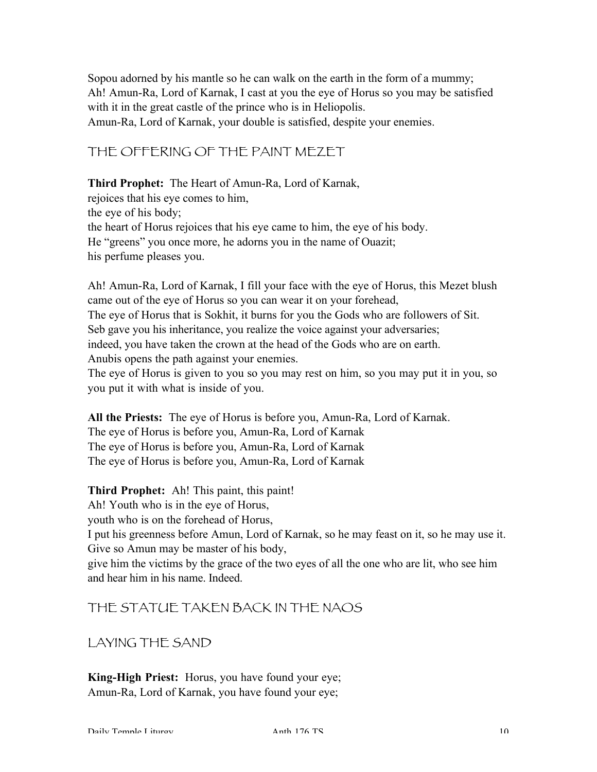Sopou adorned by his mantle so he can walk on the earth in the form of a mummy;
Ah! Amun-Ra, Lord of Karnak, I cast at you the eye of Horus so you may be satisfied with it in the great castle of the prince who is in Heliopolis.
Amun-Ra, Lord of Karnak, your double is satisfied, despite your enemies.

## THE OFFERING OF THE PAINT MEZET

**Third Prophet:** The Heart of Amun-Ra, Lord of Karnak,
rejoices that his eye comes to him,
the eye of his body;
the heart of Horus rejoices that his eye came to him, the eye of his body.
He "greens" you once more, he adorns you in the name of Ouazit;
his perfume pleases you.

Ah! Amun-Ra, Lord of Karnak, I fill your face with the eye of Horus, this Mezet blush came out of the eye of Horus so you can wear it on your forehead,
The eye of Horus that is Sokhit, it burns for you the Gods who are followers of Sit.
Seb gave you his inheritance, you realize the voice against your adversaries;
indeed, you have taken the crown at the head of the Gods who are on earth.
Anubis opens the path against your enemies.
The eye of Horus is given to you so you may rest on him, so you may put it in you, so you put it with what is inside of you.

**All the Priests:** The eye of Horus is before you, Amun-Ra, Lord of Karnak.
The eye of Horus is before you, Amun-Ra, Lord of Karnak
The eye of Horus is before you, Amun-Ra, Lord of Karnak
The eye of Horus is before you, Amun-Ra, Lord of Karnak

**Third Prophet:** Ah! This paint, this paint!
Ah! Youth who is in the eye of Horus,
youth who is on the forehead of Horus,
I put his greenness before Amun, Lord of Karnak, so he may feast on it, so he may use it.
Give so Amun may be master of his body,
give him the victims by the grace of the two eyes of all the one who are lit, who see him and hear him in his name. Indeed.

## THE STATUE TAKEN BACK IN THE NAOS

## LAYING THE SAND

**King-High Priest:** Horus, you have found your eye;
Amun-Ra, Lord of Karnak, you have found your eye;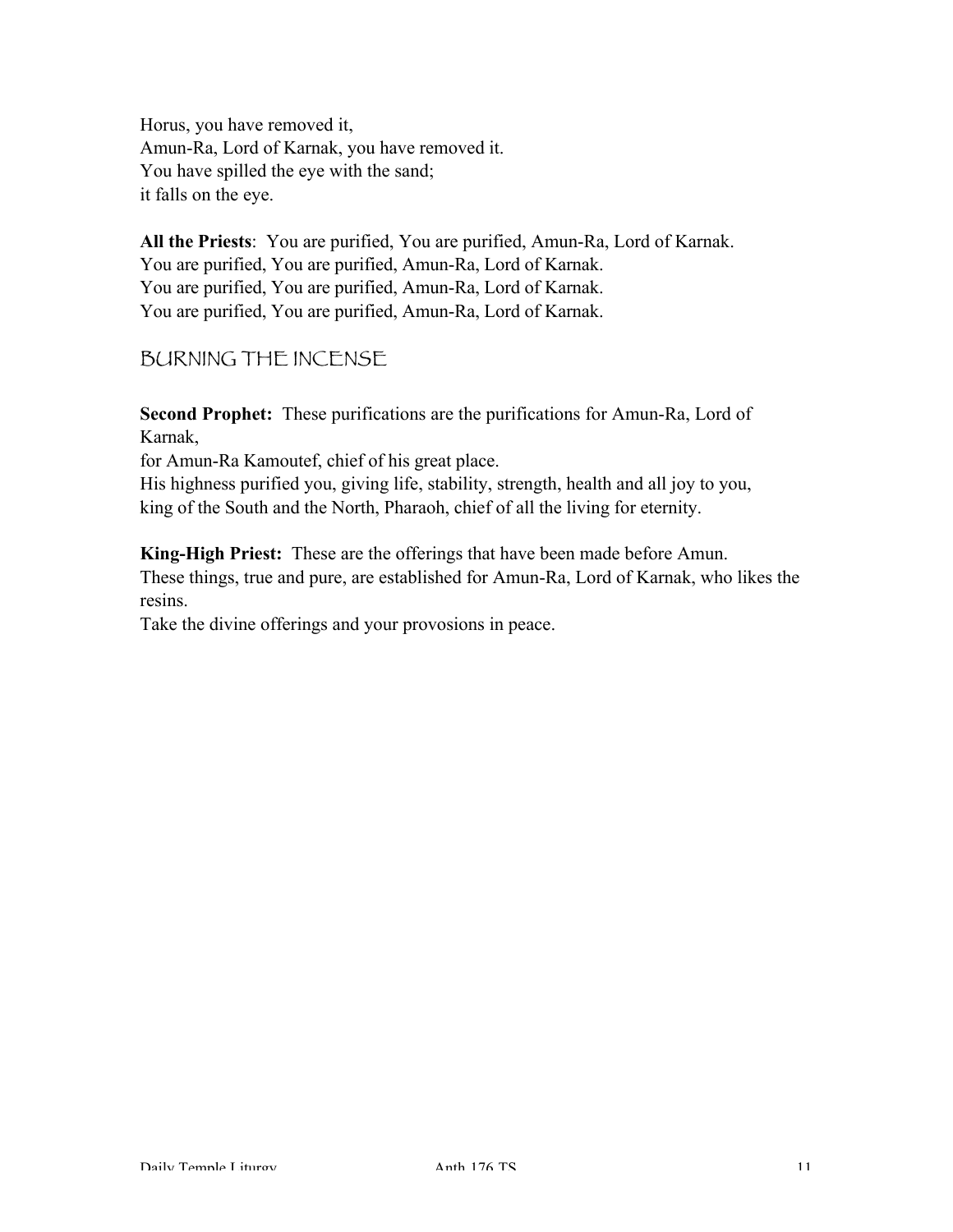Horus, you have removed it,
Amun-Ra, Lord of Karnak, you have removed it.
You have spilled the eye with the sand;
it falls on the eye.

**All the Priests**: You are purified, You are purified, Amun-Ra, Lord of Karnak.
You are purified, You are purified, Amun-Ra, Lord of Karnak.
You are purified, You are purified, Amun-Ra, Lord of Karnak.
You are purified, You are purified, Amun-Ra, Lord of Karnak.

## BURNING THE INCENSE

**Second Prophet:** These purifications are the purifications for Amun-Ra, Lord of Karnak,
for Amun-Ra Kamoutef, chief of his great place.
His highness purified you, giving life, stability, strength, health and all joy to you,
king of the South and the North, Pharaoh, chief of all the living for eternity.

**King-High Priest:** These are the offerings that have been made before Amun.
These things, true and pure, are established for Amun-Ra, Lord of Karnak, who likes the resins.
Take the divine offerings and your provosions in peace.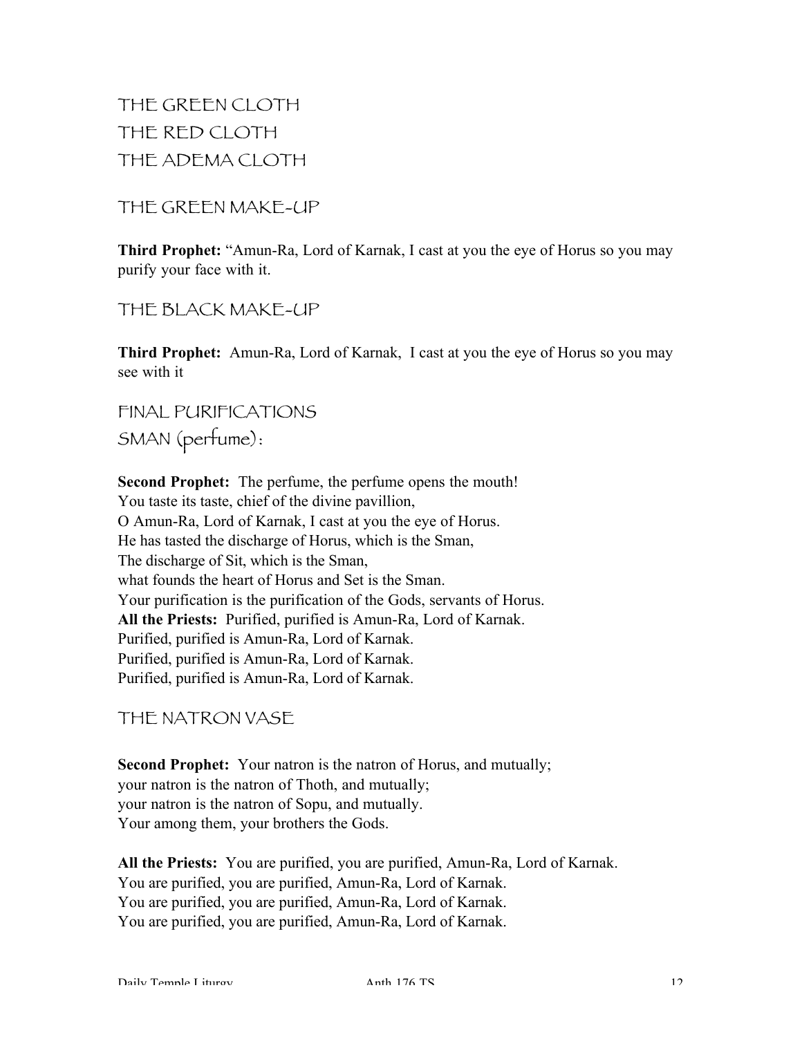## THE GREEN CLOTH

## THE RED CLOTH

## THE ADEMA CLOTH

## THE GREEN MAKE-UP

**Third Prophet:** "Amun-Ra, Lord of Karnak, I cast at you the eye of Horus so you may purify your face with it.

## THE BLACK MAKE-UP

**Third Prophet:** Amun-Ra, Lord of Karnak, I cast at you the eye of Horus so you may see with it

## FINAL PURIFICATIONS

## SMAN (perfume):

**Second Prophet:** The perfume, the perfume opens the mouth!
You taste its taste, chief of the divine pavillion,
O Amun-Ra, Lord of Karnak, I cast at you the eye of Horus.
He has tasted the discharge of Horus, which is the Sman,
The discharge of Sit, which is the Sman,
what founds the heart of Horus and Set is the Sman.
Your purification is the purification of the Gods, servants of Horus.
**All the Priests:** Purified, purified is Amun-Ra, Lord of Karnak.
Purified, purified is Amun-Ra, Lord of Karnak.
Purified, purified is Amun-Ra, Lord of Karnak.
Purified, purified is Amun-Ra, Lord of Karnak.

## THE NATRON VASE

**Second Prophet:** Your natron is the natron of Horus, and mutually;
your natron is the natron of Thoth, and mutually;
your natron is the natron of Sopu, and mutually.
Your among them, your brothers the Gods.

**All the Priests:** You are purified, you are purified, Amun-Ra, Lord of Karnak.
You are purified, you are purified, Amun-Ra, Lord of Karnak.
You are purified, you are purified, Amun-Ra, Lord of Karnak.
You are purified, you are purified, Amun-Ra, Lord of Karnak.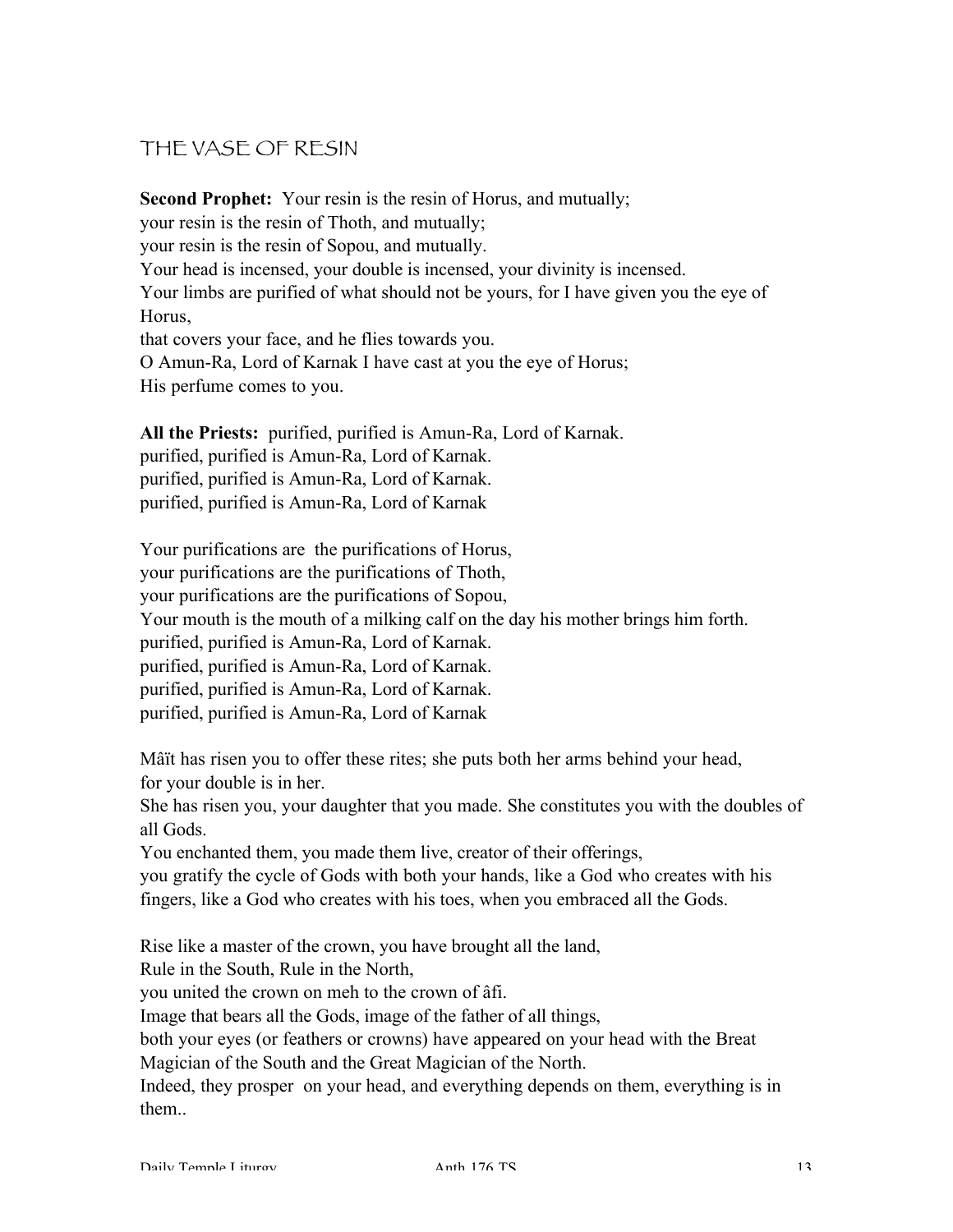## THE VASE OF RESIN

**Second Prophet:** Your resin is the resin of Horus, and mutually;
your resin is the resin of Thoth, and mutually;
your resin is the resin of Sopou, and mutually.
Your head is incensed, your double is incensed, your divinity is incensed.
Your limbs are purified of what should not be yours, for I have given you the eye of Horus,
that covers your face, and he flies towards you.
O Amun-Ra, Lord of Karnak I have cast at you the eye of Horus;
His perfume comes to you.

**All the Priests:** purified, purified is Amun-Ra, Lord of Karnak.
purified, purified is Amun-Ra, Lord of Karnak.
purified, purified is Amun-Ra, Lord of Karnak.
purified, purified is Amun-Ra, Lord of Karnak

Your purifications are the purifications of Horus,
your purifications are the purifications of Thoth,
your purifications are the purifications of Sopou,
Your mouth is the mouth of a milking calf on the day his mother brings him forth.
purified, purified is Amun-Ra, Lord of Karnak.
purified, purified is Amun-Ra, Lord of Karnak.
purified, purified is Amun-Ra, Lord of Karnak.
purified, purified is Amun-Ra, Lord of Karnak

Mâït has risen you to offer these rites; she puts both her arms behind your head,
for your double is in her.
She has risen you, your daughter that you made. She constitutes you with the doubles of all Gods.
You enchanted them, you made them live, creator of their offerings,
you gratify the cycle of Gods with both your hands, like a God who creates with his fingers, like a God who creates with his toes, when you embraced all the Gods.

Rise like a master of the crown, you have brought all the land,
Rule in the South, Rule in the North,
you united the crown on meh to the crown of âfi.
Image that bears all the Gods, image of the father of all things,
both your eyes (or feathers or crowns) have appeared on your head with the Breat Magician of the South and the Great Magician of the North.
Indeed, they prosper on your head, and everything depends on them, everything is in them..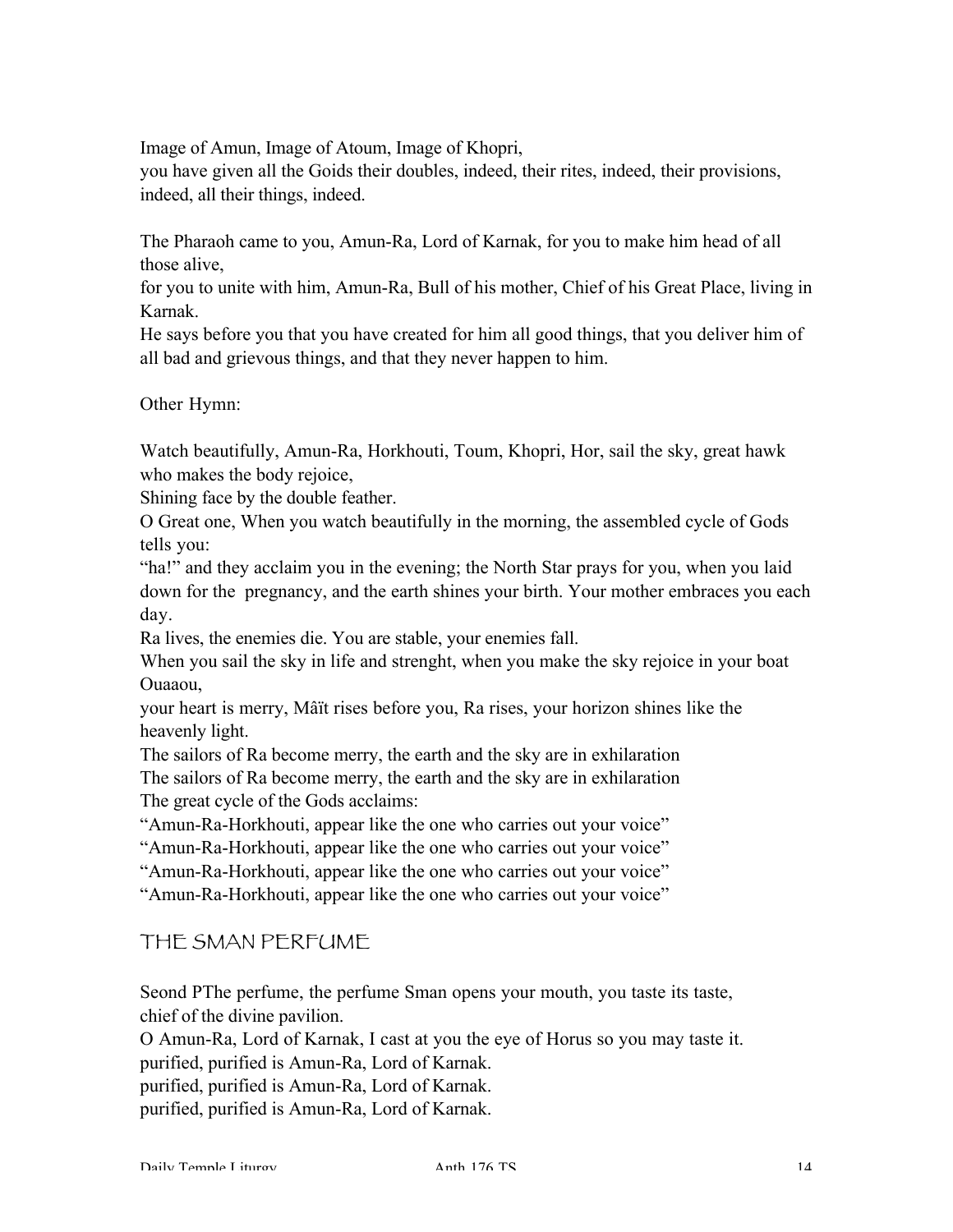Image of Amun, Image of Atoum, Image of Khopri,
you have given all the Goids their doubles, indeed, their rites, indeed, their provisions, indeed, all their things, indeed.

The Pharaoh came to you, Amun-Ra, Lord of Karnak, for you to make him head of all those alive,
for you to unite with him, Amun-Ra, Bull of his mother, Chief of his Great Place, living in Karnak.
He says before you that you have created for him all good things, that you deliver him of all bad and grievous things, and that they never happen to him.

Other Hymn:

Watch beautifully, Amun-Ra, Horkhouti, Toum, Khopri, Hor, sail the sky, great hawk who makes the body rejoice,
Shining face by the double feather.
O Great one, When you watch beautifully in the morning, the assembled cycle of Gods tells you:
"ha!" and they acclaim you in the evening; the North Star prays for you, when you laid down for the pregnancy, and the earth shines your birth. Your mother embraces you each day.
Ra lives, the enemies die. You are stable, your enemies fall.
When you sail the sky in life and strenght, when you make the sky rejoice in your boat Ouaaou,
your heart is merry, Mâït rises before you, Ra rises, your horizon shines like the heavenly light.
The sailors of Ra become merry, the earth and the sky are in exhilaration
The sailors of Ra become merry, the earth and the sky are in exhilaration
The great cycle of the Gods acclaims:
"Amun-Ra-Horkhouti, appear like the one who carries out your voice"
"Amun-Ra-Horkhouti, appear like the one who carries out your voice"
"Amun-Ra-Horkhouti, appear like the one who carries out your voice"
"Amun-Ra-Horkhouti, appear like the one who carries out your voice"

## THE SMAN PERFUME

Seond PThe perfume, the perfume Sman opens your mouth, you taste its taste,
chief of the divine pavilion.
O Amun-Ra, Lord of Karnak, I cast at you the eye of Horus so you may taste it.
purified, purified is Amun-Ra, Lord of Karnak.
purified, purified is Amun-Ra, Lord of Karnak.
purified, purified is Amun-Ra, Lord of Karnak.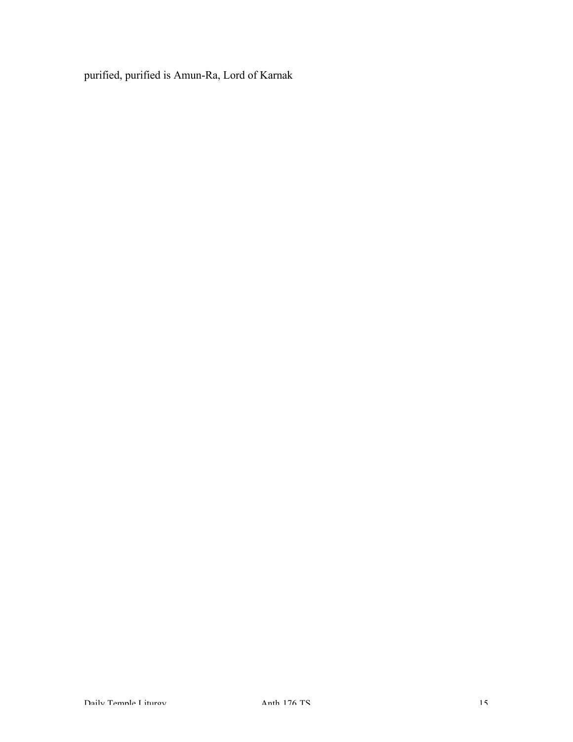purified, purified is Amun-Ra, Lord of Karnak